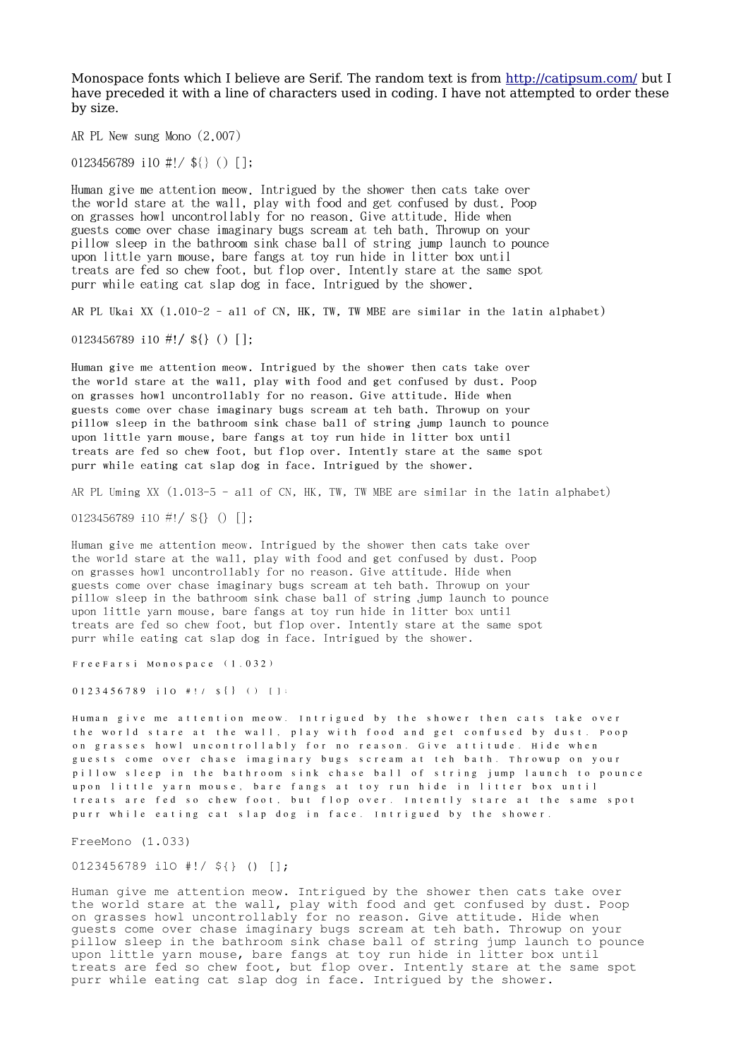Monospace fonts which I believe are Serif. The random text is from http://catipsum.com/ but I have preceded it with a line of characters used in coding. I have not attempted to order these by size.

AR PL New sung Mono (2.007)

0123456789 il0 #!/ ${} () [];

Human give me attention meow. Intrigued by the shower then cats take over the world stare at the wall, play with food and get confused by dust. Poop on grasses howl uncontrollably for no reason. Give attitude. Hide when guests come over chase imaginary bugs scream at teh bath. Throwup on your pillow sleep in the bathroom sink chase ball of string jump launch to pounce upon little yarn mouse, bare fangs at toy run hide in litter box until treats are fed so chew foot, but flop over. Intently stare at the same spot purr while eating cat slap dog in face. Intrigued by the shower.

AR PL Ukai XX (1.010-2 - all of CN, HK, TW, TW MBE are similar in the latin alphabet)

0123456789 il0 #!/ ${} () [];

Human give me attention meow. Intrigued by the shower then cats take over the world stare at the wall, play with food and get confused by dust. Poop on grasses howl uncontrollably for no reason. Give attitude. Hide when guests come over chase imaginary bugs scream at teh bath. Throwup on your pillow sleep in the bathroom sink chase ball of string jump launch to pounce upon little yarn mouse, bare fangs at toy run hide in litter box until treats are fed so chew foot, but flop over. Intently stare at the same spot purr while eating cat slap dog in face. Intrigued by the shower.

AR PL Uming XX (1.013-5 - all of CN, HK, TW, TW MBE are similar in the latin alphabet)

0123456789 il0 #!/ ${} () [];

Human give me attention meow. Intrigued by the shower then cats take over the world stare at the wall, play with food and get confused by dust. Poop on grasses howl uncontrollably for no reason. Give attitude. Hide when guests come over chase imaginary bugs scream at teh bath. Throwup on your pillow sleep in the bathroom sink chase ball of string jump launch to pounce upon little yarn mouse, bare fangs at toy run hide in litter box until treats are fed so chew foot, but flop over. Intently stare at the same spot purr while eating cat slap dog in face. Intrigued by the shower.

FreeFarsi Monospace (1.032)

0123456789 il0 #!/ ${} () [];

Human give me attention meow. Intrigued by the shower then cats take over the world stare at the wall, play with food and get confused by dust. Poop on grasses howl uncontrollably for no reason. Give attitude. Hide when guests come over chase imaginary bugs scream at teh bath. Throwup on your pillow sleep in the bathroom sink chase ball of string jump launch to pounce upon little yarn mouse, bare fangs at toy run hide in litter box until treats are fed so chew foot, but flop over. Intently stare at the same spot purr while eating cat slap dog in face. Intrigued by the shower.

FreeMono (1.033)

0123456789 il0 #!/ ${} () [];

Human give me attention meow. Intrigued by the shower then cats take over the world stare at the wall, play with food and get confused by dust. Poop on grasses howl uncontrollably for no reason. Give attitude. Hide when guests come over chase imaginary bugs scream at teh bath. Throwup on your pillow sleep in the bathroom sink chase ball of string jump launch to pounce upon little yarn mouse, bare fangs at toy run hide in litter box until treats are fed so chew foot, but flop over. Intently stare at the same spot purr while eating cat slap dog in face. Intrigued by the shower.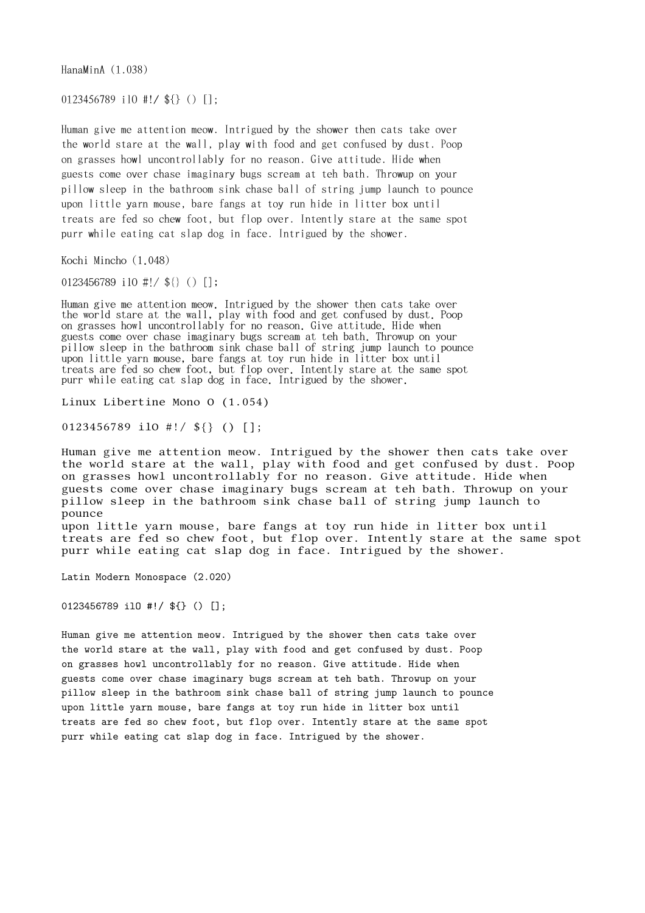HanaMinA (1.038)

0123456789 il0 #!/ ${} () [];

Human give me attention meow. Intrigued by the shower then cats take over
the world stare at the wall, play with food and get confused by dust. Poop
on grasses howl uncontrollably for no reason. Give attitude. Hide when
guests come over chase imaginary bugs scream at teh bath. Throwup on your
pillow sleep in the bathroom sink chase ball of string jump launch to pounce
upon little yarn mouse, bare fangs at toy run hide in litter box until
treats are fed so chew foot, but flop over. Intently stare at the same spot
purr while eating cat slap dog in face. Intrigued by the shower.

Kochi Mincho (1.048)

0123456789 il0 #!/ ${} () [];

Human give me attention meow. Intrigued by the shower then cats take over
the world stare at the wall, play with food and get confused by dust. Poop
on grasses howl uncontrollably for no reason. Give attitude. Hide when
guests come over chase imaginary bugs scream at teh bath. Throwup on your
pillow sleep in the bathroom sink chase ball of string jump launch to pounce
upon little yarn mouse, bare fangs at toy run hide in litter box until
treats are fed so chew foot, but flop over. Intently stare at the same spot
purr while eating cat slap dog in face. Intrigued by the shower.

Linux Libertine Mono O (1.054)

0123456789 il0 #!/ ${} () [];

Human give me attention meow. Intrigued by the shower then cats take over
the world stare at the wall, play with food and get confused by dust. Poop
on grasses howl uncontrollably for no reason. Give attitude. Hide when
guests come over chase imaginary bugs scream at teh bath. Throwup on your
pillow sleep in the bathroom sink chase ball of string jump launch to
pounce
upon little yarn mouse, bare fangs at toy run hide in litter box until
treats are fed so chew foot, but flop over. Intently stare at the same spot
purr while eating cat slap dog in face. Intrigued by the shower.

Latin Modern Monospace (2.020)

0123456789 il0 #!/ ${} () [];

Human give me attention meow. Intrigued by the shower then cats take over
the world stare at the wall, play with food and get confused by dust. Poop
on grasses howl uncontrollably for no reason. Give attitude. Hide when
guests come over chase imaginary bugs scream at teh bath. Throwup on your
pillow sleep in the bathroom sink chase ball of string jump launch to pounce
upon little yarn mouse, bare fangs at toy run hide in litter box until
treats are fed so chew foot, but flop over. Intently stare at the same spot
purr while eating cat slap dog in face. Intrigued by the shower.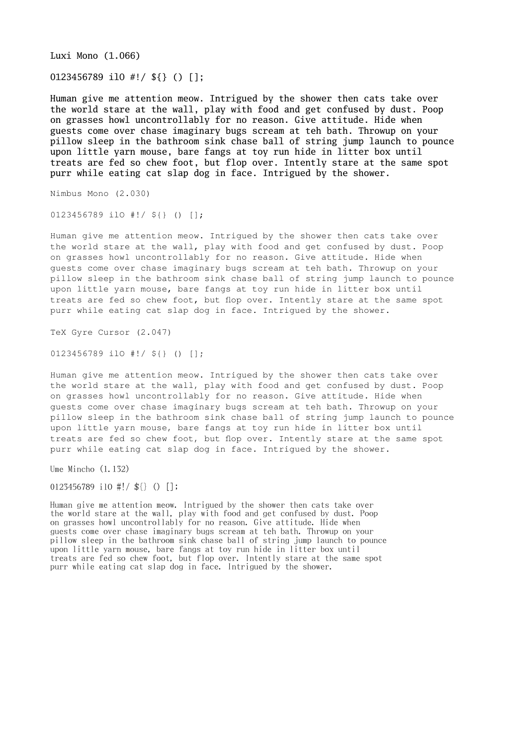Luxi Mono (1.066)

0123456789 ilO #!/ ${} () [];

Human give me attention meow. Intrigued by the shower then cats take over the world stare at the wall, play with food and get confused by dust. Poop on grasses howl uncontrollably for no reason. Give attitude. Hide when guests come over chase imaginary bugs scream at teh bath. Throwup on your pillow sleep in the bathroom sink chase ball of string jump launch to pounce upon little yarn mouse, bare fangs at toy run hide in litter box until treats are fed so chew foot, but flop over. Intently stare at the same spot purr while eating cat slap dog in face. Intrigued by the shower.

Nimbus Mono (2.030)

0123456789 ilO #!/ ${} () [];

Human give me attention meow. Intrigued by the shower then cats take over the world stare at the wall, play with food and get confused by dust. Poop on grasses howl uncontrollably for no reason. Give attitude. Hide when guests come over chase imaginary bugs scream at teh bath. Throwup on your pillow sleep in the bathroom sink chase ball of string jump launch to pounce upon little yarn mouse, bare fangs at toy run hide in litter box until treats are fed so chew foot, but flop over. Intently stare at the same spot purr while eating cat slap dog in face. Intrigued by the shower.

TeX Gyre Cursor (2.047)

0123456789 ilO #!/ ${} () [];

Human give me attention meow. Intrigued by the shower then cats take over the world stare at the wall, play with food and get confused by dust. Poop on grasses howl uncontrollably for no reason. Give attitude. Hide when guests come over chase imaginary bugs scream at teh bath. Throwup on your pillow sleep in the bathroom sink chase ball of string jump launch to pounce upon little yarn mouse, bare fangs at toy run hide in litter box until treats are fed so chew foot, but flop over. Intently stare at the same spot purr while eating cat slap dog in face. Intrigued by the shower.

Ume Mincho (1.132)

0123456789 ilO #!/ ${} () [];

Human give me attention meow. Intrigued by the shower then cats take over the world stare at the wall, play with food and get confused by dust. Poop on grasses howl uncontrollably for no reason. Give attitude. Hide when guests come over chase imaginary bugs scream at teh bath. Throwup on your pillow sleep in the bathroom sink chase ball of string jump launch to pounce upon little yarn mouse, bare fangs at toy run hide in litter box until treats are fed so chew foot, but flop over. Intently stare at the same spot purr while eating cat slap dog in face. Intrigued by the shower.